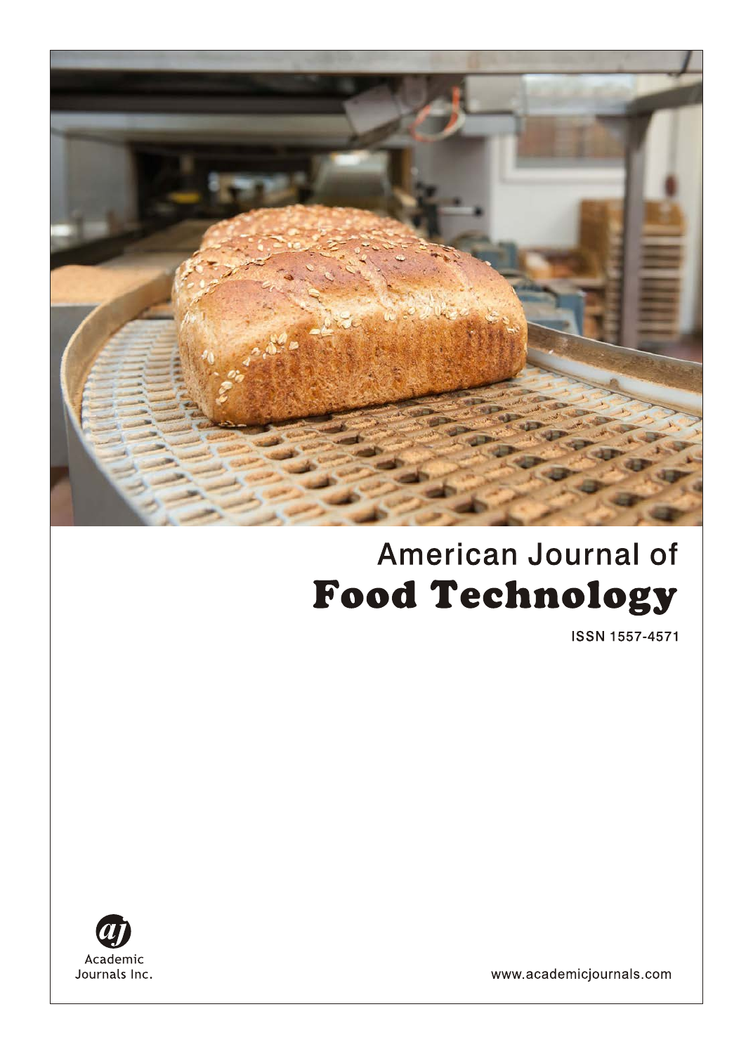# American Journal of Food Technology

ISSN 1557-4571

Academic Journals Inc.

www.academicjournals.com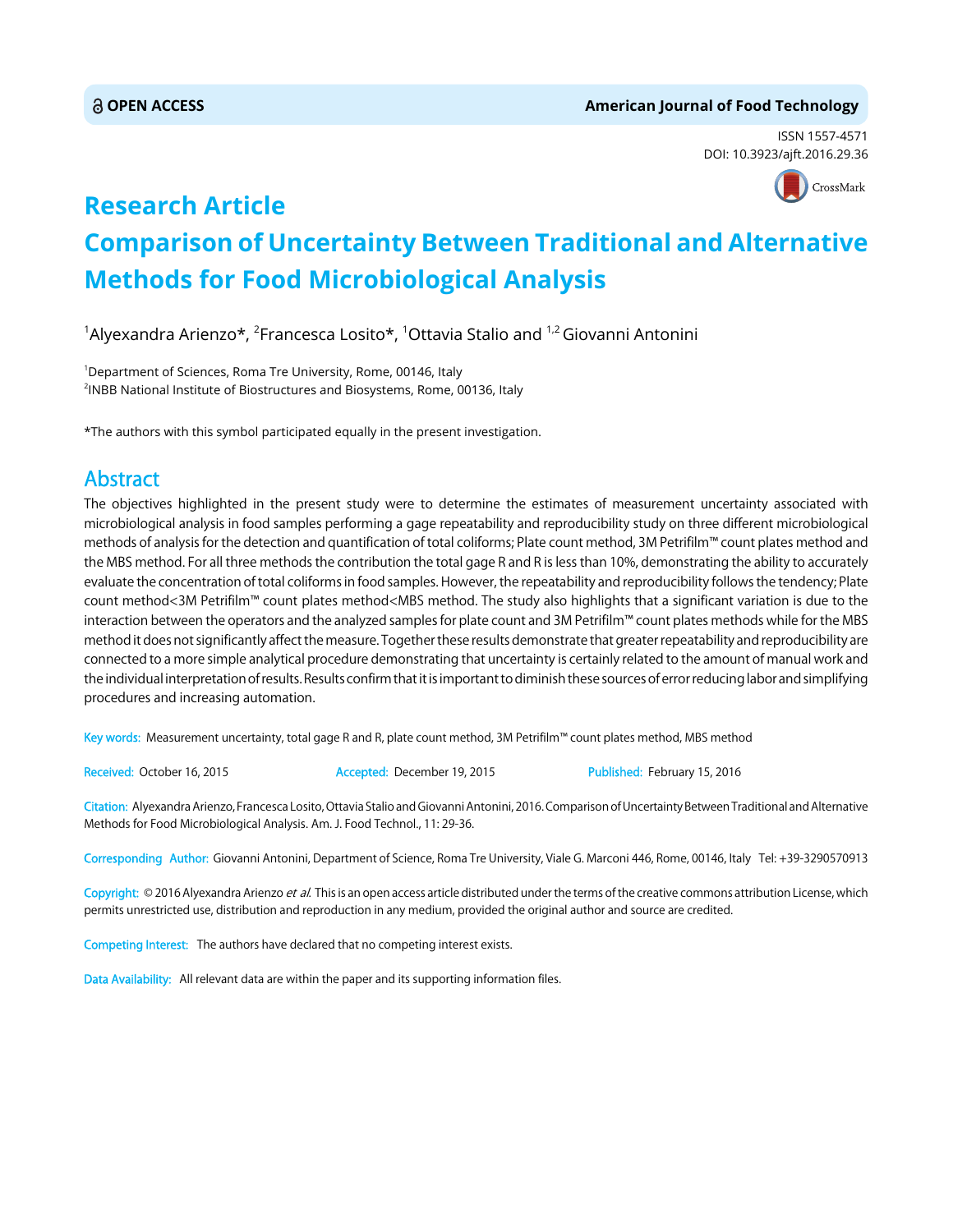OPEN ACCESS

American Journal of Food Technology

ISSN 1557-4571
DOI: 10.3923/ajft.2016.29.36

# Research Article
# Comparison of Uncertainty Between Traditional and Alternative Methods for Food Microbiological Analysis

[1]Alyexandra Arienzo*, [2]Francesca Losito*, [1]Ottavia Stalio and [1,2] Giovanni Antonini

[1]Department of Sciences, Roma Tre University, Rome, 00146, Italy
[2]INBB National Institute of Biostructures and Biosystems, Rome, 00136, Italy

*The authors with this symbol participated equally in the present investigation.

## Abstract

The objectives highlighted in the present study were to determine the estimates of measurement uncertainty associated with microbiological analysis in food samples performing a gage repeatability and reproducibility study on three different microbiological methods of analysis for the detection and quantification of total coliforms; Plate count method, 3M Petrifilm™ count plates method and the MBS method. For all three methods the contribution the total gage R and R is less than 10%, demonstrating the ability to accurately evaluate the concentration of total coliforms in food samples. However, the repeatability and reproducibility follows the tendency; Plate count method<3M Petrifilm™ count plates method<MBS method. The study also highlights that a significant variation is due to the interaction between the operators and the analyzed samples for plate count and 3M Petrifilm™ count plates methods while for the MBS method it does not significantly affect the measure. Together these results demonstrate that greater repeatability and reproducibility are connected to a more simple analytical procedure demonstrating that uncertainty is certainly related to the amount of manual work and the individual interpretation of results. Results confirm that it is important to diminish these sources of error reducing labor and simplifying procedures and increasing automation.

**Key words:** Measurement uncertainty, total gage R and R, plate count method, 3M Petrifilm™ count plates method, MBS method

**Received:** October 16, 2015 **Accepted:** December 19, 2015 **Published:** February 15, 2016

**Citation:** Alyexandra Arienzo, Francesca Losito, Ottavia Stalio and Giovanni Antonini, 2016. Comparison of Uncertainty Between Traditional and Alternative Methods for Food Microbiological Analysis. Am. J. Food Technol., 11: 29-36.

**Corresponding Author:** Giovanni Antonini, Department of Science, Roma Tre University, Viale G. Marconi 446, Rome, 00146, Italy Tel: +39-3290570913

**Copyright:** © 2016 Alyexandra Arienzo *et al.* This is an open access article distributed under the terms of the creative commons attribution License, which permits unrestricted use, distribution and reproduction in any medium, provided the original author and source are credited.

**Competing Interest:** The authors have declared that no competing interest exists.

**Data Availability:** All relevant data are within the paper and its supporting information files.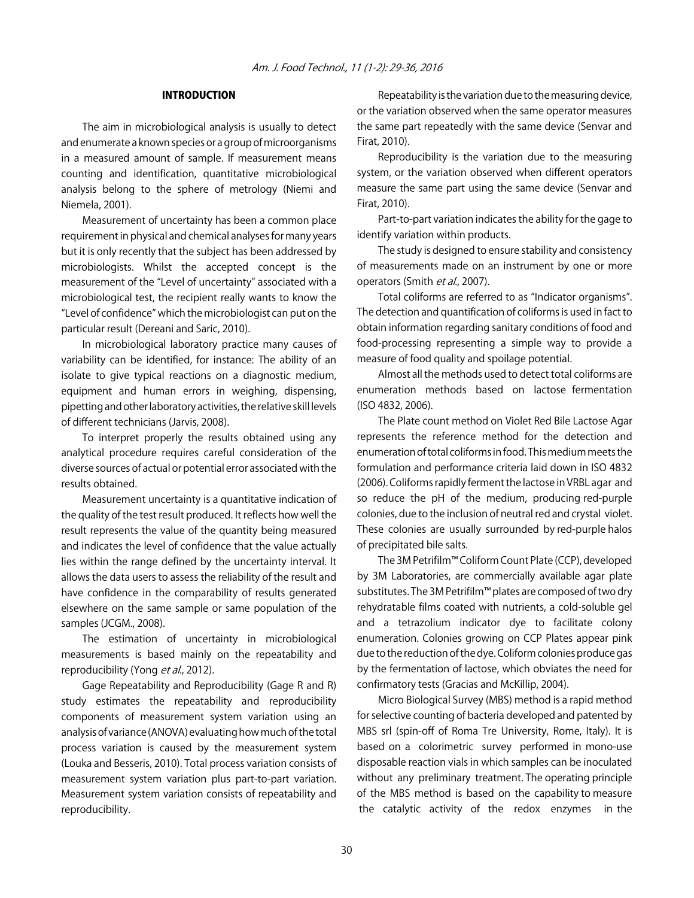## INTRODUCTION

The aim in microbiological analysis is usually to detect and enumerate a known species or a group of microorganisms in a measured amount of sample. If measurement means counting and identification, quantitative microbiological analysis belong to the sphere of metrology (Niemi and Niemela, 2001).

Measurement of uncertainty has been a common place requirement in physical and chemical analyses for many years but it is only recently that the subject has been addressed by microbiologists. Whilst the accepted concept is the measurement of the "Level of uncertainty" associated with a microbiological test, the recipient really wants to know the "Level of confidence" which the microbiologist can put on the particular result (Dereani and Saric, 2010).

In microbiological laboratory practice many causes of variability can be identified, for instance: The ability of an isolate to give typical reactions on a diagnostic medium, equipment and human errors in weighing, dispensing, pipetting and other laboratory activities, the relative skill levels of different technicians (Jarvis, 2008).

To interpret properly the results obtained using any analytical procedure requires careful consideration of the diverse sources of actual or potential error associated with the results obtained.

Measurement uncertainty is a quantitative indication of the quality of the test result produced. It reflects how well the result represents the value of the quantity being measured and indicates the level of confidence that the value actually lies within the range defined by the uncertainty interval. It allows the data users to assess the reliability of the result and have confidence in the comparability of results generated elsewhere on the same sample or same population of the samples (JCGM., 2008).

The estimation of uncertainty in microbiological measurements is based mainly on the repeatability and reproducibility (Yong *et al*., 2012).

Gage Repeatability and Reproducibility (Gage R and R) study estimates the repeatability and reproducibility components of measurement system variation using an analysis of variance (ANOVA) evaluating how much of the total process variation is caused by the measurement system (Louka and Besseris, 2010). Total process variation consists of measurement system variation plus part-to-part variation. Measurement system variation consists of repeatability and reproducibility.

Repeatability is the variation due to the measuring device, or the variation observed when the same operator measures the same part repeatedly with the same device (Senvar and Firat, 2010).

Reproducibility is the variation due to the measuring system, or the variation observed when different operators measure the same part using the same device (Senvar and Firat, 2010).

Part-to-part variation indicates the ability for the gage to identify variation within products.

The study is designed to ensure stability and consistency of measurements made on an instrument by one or more operators (Smith *et al*., 2007).

Total coliforms are referred to as "Indicator organisms". The detection and quantification of coliforms is used in fact to obtain information regarding sanitary conditions of food and food-processing representing a simple way to provide a measure of food quality and spoilage potential.

Almost all the methods used to detect total coliforms are enumeration methods based on lactose fermentation (ISO 4832, 2006).

The Plate count method on Violet Red Bile Lactose Agar represents the reference method for the detection and enumeration of total coliforms in food. This medium meets the formulation and performance criteria laid down in ISO 4832 (2006). Coliforms rapidly ferment the lactose in VRBL agar and so reduce the pH of the medium, producing red-purple colonies, due to the inclusion of neutral red and crystal violet. These colonies are usually surrounded by red-purple halos of precipitated bile salts.

The 3M Petrifilm™ Coliform Count Plate (CCP), developed by 3M Laboratories, are commercially available agar plate substitutes. The 3M Petrifilm™ plates are composed of two dry rehydratable films coated with nutrients, a cold-soluble gel and a tetrazolium indicator dye to facilitate colony enumeration. Colonies growing on CCP Plates appear pink due to the reduction of the dye. Coliform colonies produce gas by the fermentation of lactose, which obviates the need for confirmatory tests (Gracias and McKillip, 2004).

Micro Biological Survey (MBS) method is a rapid method for selective counting of bacteria developed and patented by MBS srl (spin-off of Roma Tre University, Rome, Italy). It is based on a colorimetric survey performed in mono-use disposable reaction vials in which samples can be inoculated without any preliminary treatment. The operating principle of the MBS method is based on the capability to measure the catalytic activity of the redox enzymes in the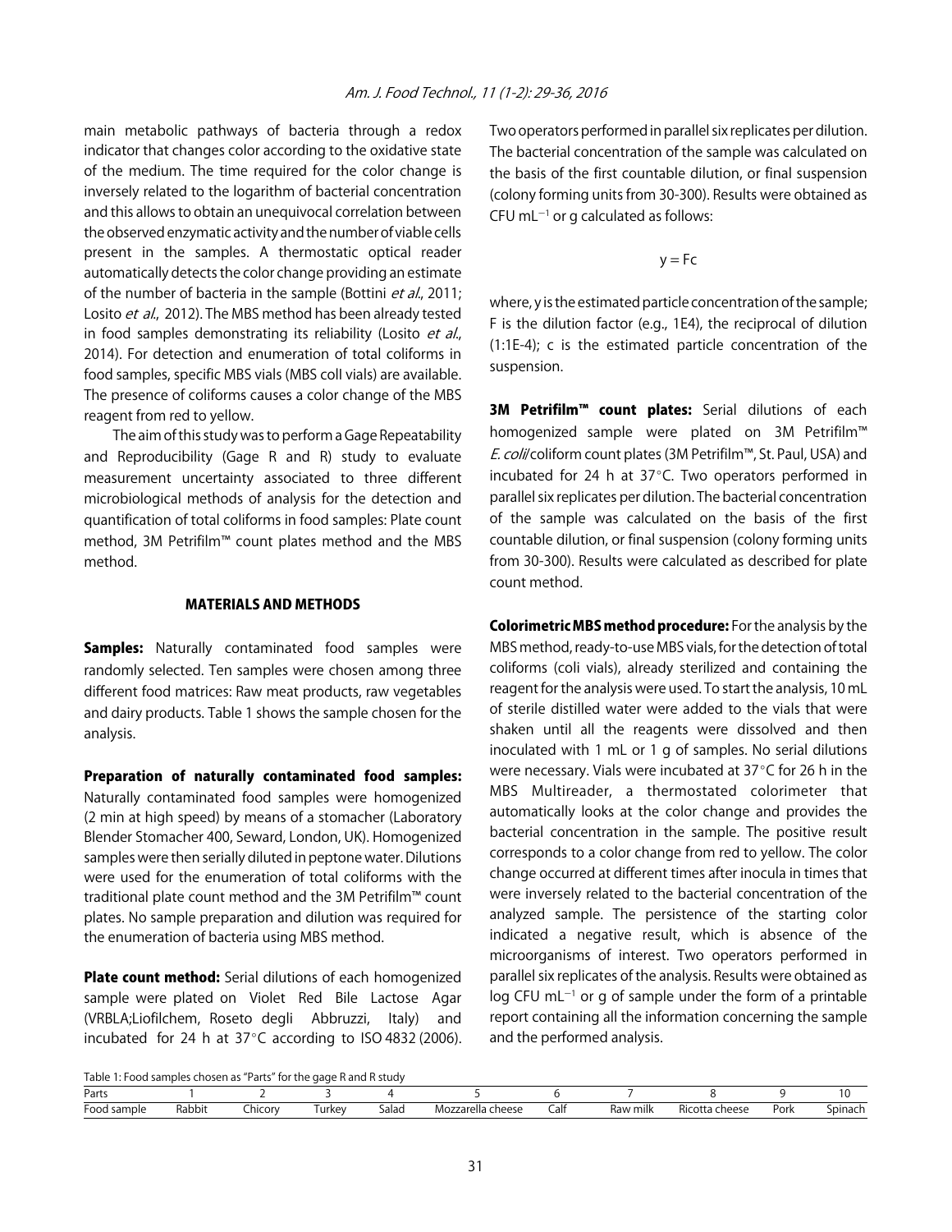main metabolic pathways of bacteria through a redox indicator that changes color according to the oxidative state of the medium. The time required for the color change is inversely related to the logarithm of bacterial concentration and this allows to obtain an unequivocal correlation between the observed enzymatic activity and the number of viable cells present in the samples. A thermostatic optical reader automatically detects the color change providing an estimate of the number of bacteria in the sample (Bottini *et al*., 2011; Losito *et al*., 2012). The MBS method has been already tested in food samples demonstrating its reliability (Losito *et al*., 2014). For detection and enumeration of total coliforms in food samples, specific MBS vials (MBS coli vials) are available. The presence of coliforms causes a color change of the MBS reagent from red to yellow.

The aim of this study was to perform a Gage Repeatability and Reproducibility (Gage R and R) study to evaluate measurement uncertainty associated to three different microbiological methods of analysis for the detection and quantification of total coliforms in food samples: Plate count method, 3M Petrifilm™ count plates method and the MBS method.

## MATERIALS AND METHODS

**Samples:** Naturally contaminated food samples were randomly selected. Ten samples were chosen among three different food matrices: Raw meat products, raw vegetables and dairy products. Table 1 shows the sample chosen for the analysis.

**Preparation of naturally contaminated food samples:** Naturally contaminated food samples were homogenized (2 min at high speed) by means of a stomacher (Laboratory Blender Stomacher 400, Seward, London, UK). Homogenized samples were then serially diluted in peptone water. Dilutions were used for the enumeration of total coliforms with the traditional plate count method and the 3M Petrifilm™ count plates. No sample preparation and dilution was required for the enumeration of bacteria using MBS method.

**Plate count method:** Serial dilutions of each homogenized sample were plated on Violet Red Bile Lactose Agar (VRBLA;Liofilchem, Roseto degli Abbruzzi, Italy) and incubated for 24 h at 37°C according to ISO 4832 (2006). Two operators performed in parallel six replicates per dilution. The bacterial concentration of the sample was calculated on the basis of the first countable dilution, or final suspension (colony forming units from 30-300). Results were obtained as CFU $mL^{-1}$ or g calculated as follows:

$$y = Fc$$

where, y is the estimated particle concentration of the sample; F is the dilution factor (e.g., 1E4), the reciprocal of dilution (1:1E-4); c is the estimated particle concentration of the suspension.

**3M Petrifilm™ count plates:** Serial dilutions of each homogenized sample were plated on 3M Petrifilm™ *E. coli*/coliform count plates (3M Petrifilm™, St. Paul, USA) and incubated for 24 h at 37°C. Two operators performed in parallel six replicates per dilution. The bacterial concentration of the sample was calculated on the basis of the first countable dilution, or final suspension (colony forming units from 30-300). Results were calculated as described for plate count method.

**Colorimetric MBS method procedure:** For the analysis by the MBS method, ready-to-use MBS vials, for the detection of total coliforms (coli vials), already sterilized and containing the reagent for the analysis were used. To start the analysis, 10 mL of sterile distilled water were added to the vials that were shaken until all the reagents were dissolved and then inoculated with 1 mL or 1 g of samples. No serial dilutions were necessary. Vials were incubated at 37°C for 26 h in the MBS Multireader, a thermostated colorimeter that automatically looks at the color change and provides the bacterial concentration in the sample. The positive result corresponds to a color change from red to yellow. The color change occurred at different times after inocula in times that were inversely related to the bacterial concentration of the analyzed sample. The persistence of the starting color indicated a negative result, which is absence of the microorganisms of interest. Two operators performed in parallel six replicates of the analysis. Results were obtained as log CFU $mL^{-1}$ or g of sample under the form of a printable report containing all the information concerning the sample and the performed analysis.

Table 1: Food samples chosen as "Parts" for the gage R and R study

| Parts | 1 | 2 | 3 | 4 | 5 | 6 | 7 | 8 | 9 | 10 |
|---|---|---|---|---|---|---|---|---|---|---|
| Food sample | Rabbit | Chicory | Turkey | Salad | Mozzarella cheese | Calf | Raw milk | Ricotta cheese | Pork | Spinach |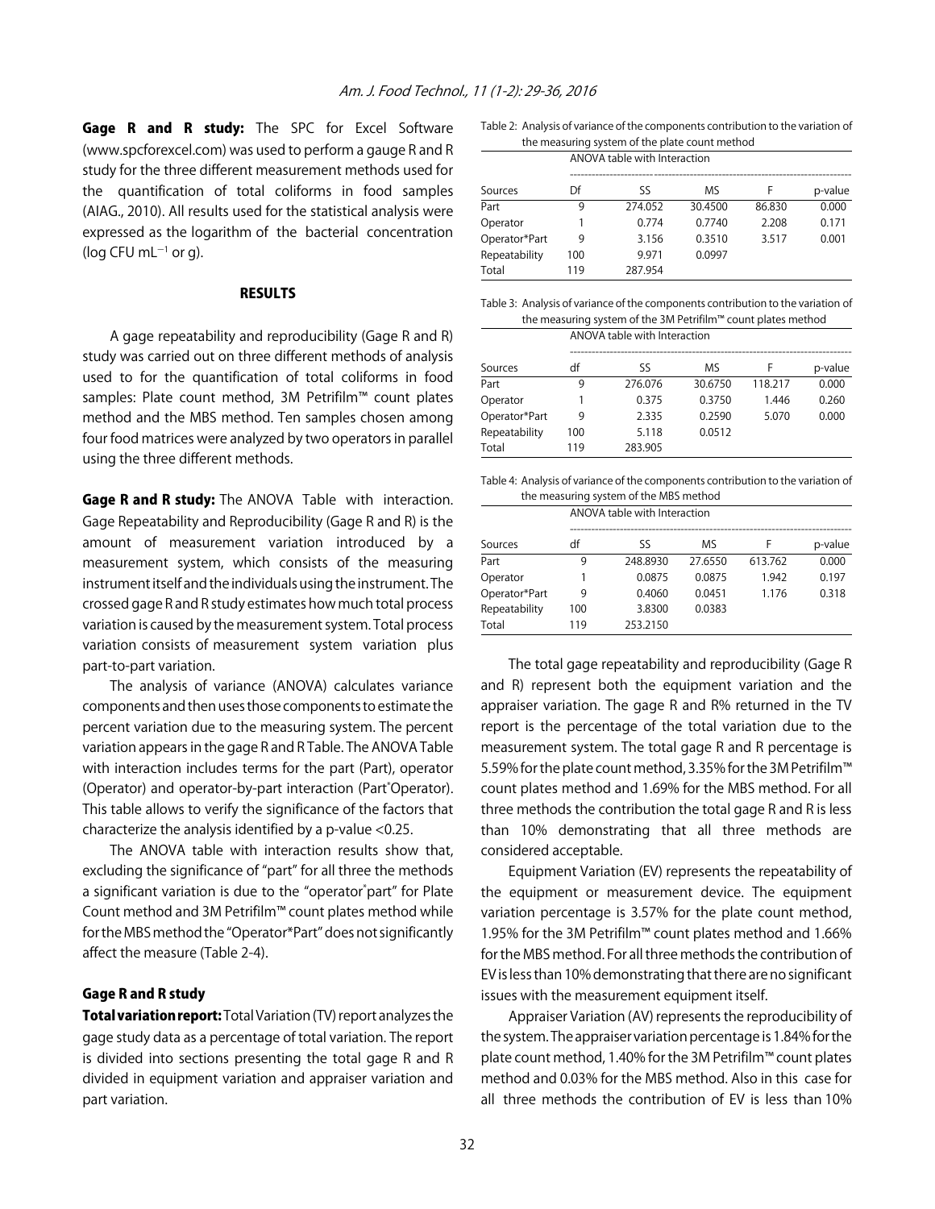**Gage R and R study:** The SPC for Excel Software (www.spcforexcel.com) was used to perform a gauge R and R study for the three different measurement methods used for the quantification of total coliforms in food samples (AIAG., 2010). All results used for the statistical analysis were expressed as the logarithm of the bacterial concentration (log CFU $mL^{-1}$ or g).

## RESULTS

A gage repeatability and reproducibility (Gage R and R) study was carried out on three different methods of analysis used to for the quantification of total coliforms in food samples: Plate count method, 3M Petrifilm™ count plates method and the MBS method. Ten samples chosen among four food matrices were analyzed by two operators in parallel using the three different methods.

**Gage R and R study:** The ANOVA Table with interaction. Gage Repeatability and Reproducibility (Gage R and R) is the amount of measurement variation introduced by a measurement system, which consists of the measuring instrument itself and the individuals using the instrument. The crossed gage R and R study estimates how much total process variation is caused by the measurement system. Total process variation consists of measurement system variation plus part-to-part variation.

The analysis of variance (ANOVA) calculates variance components and then uses those components to estimate the percent variation due to the measuring system. The percent variation appears in the gage R and R Table. The ANOVA Table with interaction includes terms for the part (Part), operator (Operator) and operator-by-part interaction (Part*Operator). This table allows to verify the significance of the factors that characterize the analysis identified by a p-value <0.25.

The ANOVA table with interaction results show that, excluding the significance of "part" for all three the methods a significant variation is due to the "operator*part" for Plate Count method and 3M Petrifilm™ count plates method while for the MBS method the "Operator*Part" does not significantly affect the measure (Table 2-4).

Table 2: Analysis of variance of the components contribution to the variation of the measuring system of the plate count method

| ANOVA table with Interaction | | | | | |
|---|---|---|---|---|---|
| Sources | Df | SS | MS | F | p-value |
| Part | 9 | 274.052 | 30.4500 | 86.830 | 0.000 |
| Operator | 1 | 0.774 | 0.7740 | 2.208 | 0.171 |
| Operator*Part | 9 | 3.156 | 0.3510 | 3.517 | 0.001 |
| Repeatability | 100 | 9.971 | 0.0997 | | |
| Total | 119 | 287.954 | | | |

Table 3: Analysis of variance of the components contribution to the variation of the measuring system of the 3M Petrifilm™ count plates method

| ANOVA table with Interaction | | | | | |
|---|---|---|---|---|---|
| Sources | df | SS | MS | F | p-value |
| Part | 9 | 276.076 | 30.6750 | 118.217 | 0.000 |
| Operator | 1 | 0.375 | 0.3750 | 1.446 | 0.260 |
| Operator*Part | 9 | 2.335 | 0.2590 | 5.070 | 0.000 |
| Repeatability | 100 | 5.118 | 0.0512 | | |
| Total | 119 | 283.905 | | | |

Table 4: Analysis of variance of the components contribution to the variation of the measuring system of the MBS method

| ANOVA table with Interaction | | | | | |
|---|---|---|---|---|---|
| Sources | df | SS | MS | F | p-value |
| Part | 9 | 248.8930 | 27.6550 | 613.762 | 0.000 |
| Operator | 1 | 0.0875 | 0.0875 | 1.942 | 0.197 |
| Operator*Part | 9 | 0.4060 | 0.0451 | 1.176 | 0.318 |
| Repeatability | 100 | 3.8300 | 0.0383 | | |
| Total | 119 | 253.2150 | | | |

### Gage R and R study

**Total variation report:** Total Variation (TV) report analyzes the gage study data as a percentage of total variation. The report is divided into sections presenting the total gage R and R divided in equipment variation and appraiser variation and part variation.

The total gage repeatability and reproducibility (Gage R and R) represent both the equipment variation and the appraiser variation. The gage R and R% returned in the TV report is the percentage of the total variation due to the measurement system. The total gage R and R percentage is 5.59% for the plate count method, 3.35% for the 3M Petrifilm™ count plates method and 1.69% for the MBS method. For all three methods the contribution the total gage R and R is less than 10% demonstrating that all three methods are considered acceptable.

Equipment Variation (EV) represents the repeatability of the equipment or measurement device. The equipment variation percentage is 3.57% for the plate count method, 1.95% for the 3M Petrifilm™ count plates method and 1.66% for the MBS method. For all three methods the contribution of EV is less than 10% demonstrating that there are no significant issues with the measurement equipment itself.

Appraiser Variation (AV) represents the reproducibility of the system. The appraiser variation percentage is 1.84% for the plate count method, 1.40% for the 3M Petrifilm™ count plates method and 0.03% for the MBS method. Also in this case for all three methods the contribution of EV is less than 10%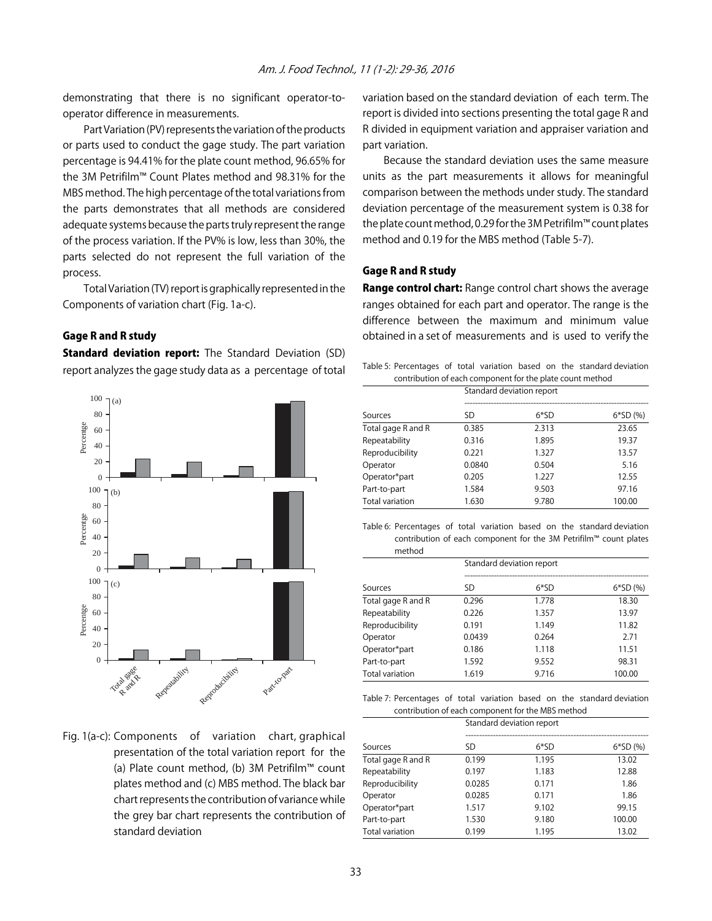demonstrating that there is no significant operator-to-operator difference in measurements.

Part Variation (PV) represents the variation of the products or parts used to conduct the gage study. The part variation percentage is 94.41% for the plate count method, 96.65% for the 3M Petrifilm™ Count Plates method and 98.31% for the MBS method. The high percentage of the total variations from the parts demonstrates that all methods are considered adequate systems because the parts truly represent the range of the process variation. If the PV% is low, less than 30%, the parts selected do not represent the full variation of the process.

Total Variation (TV) report is graphically represented in the Components of variation chart (Fig. 1a-c).

### Gage R and R study

**Standard deviation report:** The Standard Deviation (SD) report analyzes the gage study data as a percentage of total variation based on the standard deviation of each term. The report is divided into sections presenting the total gage R and R divided in equipment variation and appraiser variation and part variation.

Because the standard deviation uses the same measure units as the part measurements it allows for meaningful comparison between the methods under study. The standard deviation percentage of the measurement system is 0.38 for the plate count method, 0.29 for the 3M Petrifilm™ count plates method and 0.19 for the MBS method (Table 5-7).

Fig. 1(a-c): Components of variation chart, graphical presentation of the total variation report for the (a) Plate count method, (b) 3M Petrifilm™ count plates method and (c) MBS method. The black bar chart represents the contribution of variance while the grey bar chart represents the contribution of standard deviation

### Gage R and R study

**Range control chart:** Range control chart shows the average ranges obtained for each part and operator. The range is the difference between the maximum and minimum value obtained in a set of measurements and is used to verify the

Table 5: Percentages of total variation based on the standard deviation contribution of each component for the plate count method

| | Standard deviation report | | |
|---|---|---|---|
| Sources | SD | 6*SD | 6*SD (%) |
| Total gage R and R | 0.385 | 2.313 | 23.65 |
| Repeatability | 0.316 | 1.895 | 19.37 |
| Reproducibility | 0.221 | 1.327 | 13.57 |
| Operator | 0.0840 | 0.504 | 5.16 |
| Operator*part | 0.205 | 1.227 | 12.55 |
| Part-to-part | 1.584 | 9.503 | 97.16 |
| Total variation | 1.630 | 9.780 | 100.00 |

Table 6: Percentages of total variation based on the standard deviation contribution of each component for the 3M Petrifilm™ count plates method

| | Standard deviation report | | |
|---|---|---|---|
| Sources | SD | 6*SD | 6*SD (%) |
| Total gage R and R | 0.296 | 1.778 | 18.30 |
| Repeatability | 0.226 | 1.357 | 13.97 |
| Reproducibility | 0.191 | 1.149 | 11.82 |
| Operator | 0.0439 | 0.264 | 2.71 |
| Operator*part | 0.186 | 1.118 | 11.51 |
| Part-to-part | 1.592 | 9.552 | 98.31 |
| Total variation | 1.619 | 9.716 | 100.00 |

Table 7: Percentages of total variation based on the standard deviation contribution of each component for the MBS method

| | Standard deviation report | | |
|---|---|---|---|
| Sources | SD | 6*SD | 6*SD (%) |
| Total gage R and R | 0.199 | 1.195 | 13.02 |
| Repeatability | 0.197 | 1.183 | 12.88 |
| Reproducibility | 0.0285 | 0.171 | 1.86 |
| Operator | 0.0285 | 0.171 | 1.86 |
| Operator*part | 1.517 | 9.102 | 99.15 |
| Part-to-part | 1.530 | 9.180 | 100.00 |
| Total variation | 0.199 | 1.195 | 13.02 |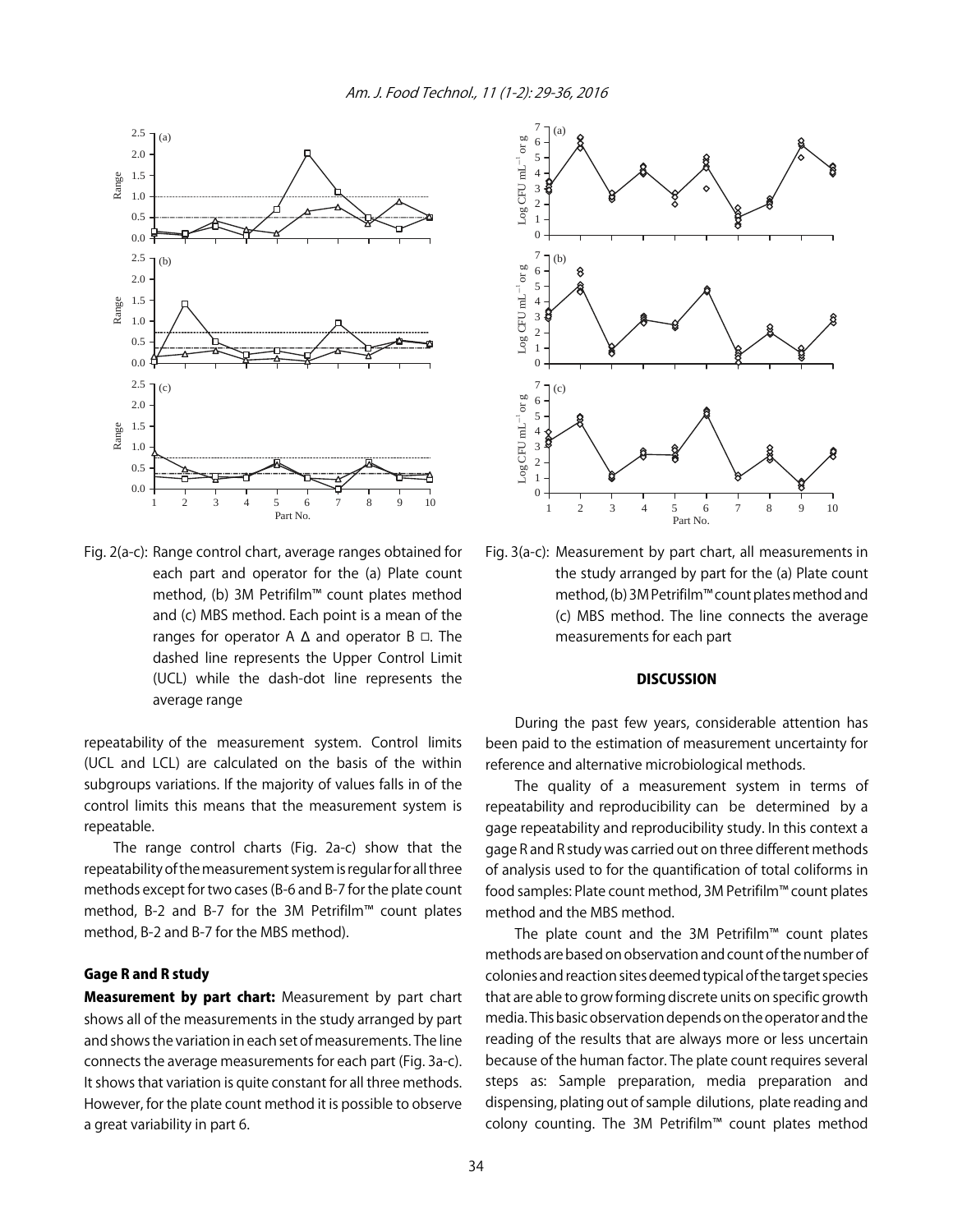Fig. 2(a-c): Range control chart, average ranges obtained for each part and operator for the (a) Plate count method, (b) 3M Petrifilm™ count plates method and (c) MBS method. Each point is a mean of the ranges for operator A Δ and operator B □. The dashed line represents the Upper Control Limit (UCL) while the dash-dot line represents the average range

Fig. 3(a-c): Measurement by part chart, all measurements in the study arranged by part for the (a) Plate count method, (b) 3M Petrifilm™ count plates method and (c) MBS method. The line connects the average measurements for each part

repeatability of the measurement system. Control limits (UCL and LCL) are calculated on the basis of the within subgroups variations. If the majority of values falls in of the control limits this means that the measurement system is repeatable.

The range control charts (Fig. 2a-c) show that the repeatability of the measurement system is regular for all three methods except for two cases (B-6 and B-7 for the plate count method, B-2 and B-7 for the 3M Petrifilm™ count plates method, B-2 and B-7 for the MBS method).

### Gage R and R study

**Measurement by part chart:** Measurement by part chart shows all of the measurements in the study arranged by part and shows the variation in each set of measurements. The line connects the average measurements for each part (Fig. 3a-c). It shows that variation is quite constant for all three methods. However, for the plate count method it is possible to observe a great variability in part 6.

## DISCUSSION

During the past few years, considerable attention has been paid to the estimation of measurement uncertainty for reference and alternative microbiological methods.

The quality of a measurement system in terms of repeatability and reproducibility can be determined by a gage repeatability and reproducibility study. In this context a gage R and R study was carried out on three different methods of analysis used to for the quantification of total coliforms in food samples: Plate count method, 3M Petrifilm™ count plates method and the MBS method.

The plate count and the 3M Petrifilm™ count plates methods are based on observation and count of the number of colonies and reaction sites deemed typical of the target species that are able to grow forming discrete units on specific growth media. This basic observation depends on the operator and the reading of the results that are always more or less uncertain because of the human factor. The plate count requires several steps as: Sample preparation, media preparation and dispensing, plating out of sample dilutions, plate reading and colony counting. The 3M Petrifilm™ count plates method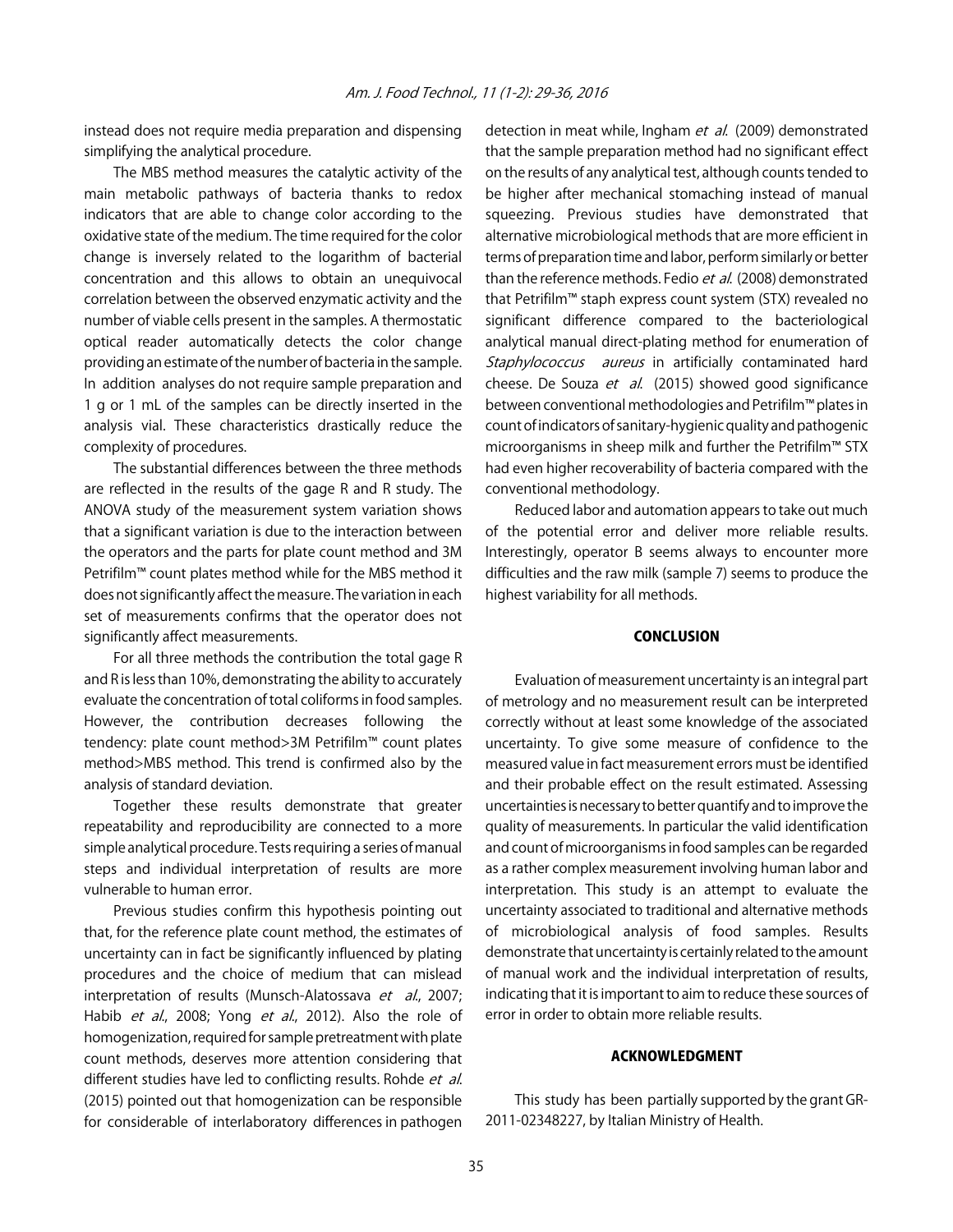instead does not require media preparation and dispensing simplifying the analytical procedure.

The MBS method measures the catalytic activity of the main metabolic pathways of bacteria thanks to redox indicators that are able to change color according to the oxidative state of the medium. The time required for the color change is inversely related to the logarithm of bacterial concentration and this allows to obtain an unequivocal correlation between the observed enzymatic activity and the number of viable cells present in the samples. A thermostatic optical reader automatically detects the color change providing an estimate of the number of bacteria in the sample. In addition analyses do not require sample preparation and 1 g or 1 mL of the samples can be directly inserted in the analysis vial. These characteristics drastically reduce the complexity of procedures.

The substantial differences between the three methods are reflected in the results of the gage R and R study. The ANOVA study of the measurement system variation shows that a significant variation is due to the interaction between the operators and the parts for plate count method and 3M Petrifilm™ count plates method while for the MBS method it does not significantly affect the measure. The variation in each set of measurements confirms that the operator does not significantly affect measurements.

For all three methods the contribution the total gage R and R is less than 10%, demonstrating the ability to accurately evaluate the concentration of total coliforms in food samples. However, the contribution decreases following the tendency: plate count method>3M Petrifilm™ count plates method>MBS method. This trend is confirmed also by the analysis of standard deviation.

Together these results demonstrate that greater repeatability and reproducibility are connected to a more simple analytical procedure. Tests requiring a series of manual steps and individual interpretation of results are more vulnerable to human error.

Previous studies confirm this hypothesis pointing out that, for the reference plate count method, the estimates of uncertainty can in fact be significantly influenced by plating procedures and the choice of medium that can mislead interpretation of results (Munsch-Alatossava *et al*., 2007; Habib *et al*., 2008; Yong *et al*., 2012). Also the role of homogenization, required for sample pretreatment with plate count methods, deserves more attention considering that different studies have led to conflicting results. Rohde *et al*. (2015) pointed out that homogenization can be responsible for considerable of interlaboratory differences in pathogen detection in meat while, Ingham *et al*. (2009) demonstrated that the sample preparation method had no significant effect on the results of any analytical test, although counts tended to be higher after mechanical stomaching instead of manual squeezing. Previous studies have demonstrated that alternative microbiological methods that are more efficient in terms of preparation time and labor, perform similarly or better than the reference methods. Fedio *et al*. (2008) demonstrated that Petrifilm™ staph express count system (STX) revealed no significant difference compared to the bacteriological analytical manual direct-plating method for enumeration of *Staphylococcus aureus* in artificially contaminated hard cheese. De Souza *et al*. (2015) showed good significance between conventional methodologies and Petrifilm™ plates in count of indicators of sanitary-hygienic quality and pathogenic microorganisms in sheep milk and further the Petrifilm™ STX had even higher recoverability of bacteria compared with the conventional methodology.

Reduced labor and automation appears to take out much of the potential error and deliver more reliable results. Interestingly, operator B seems always to encounter more difficulties and the raw milk (sample 7) seems to produce the highest variability for all methods.

## CONCLUSION

Evaluation of measurement uncertainty is an integral part of metrology and no measurement result can be interpreted correctly without at least some knowledge of the associated uncertainty. To give some measure of confidence to the measured value in fact measurement errors must be identified and their probable effect on the result estimated. Assessing uncertainties is necessary to better quantify and to improve the quality of measurements. In particular the valid identification and count of microorganisms in food samples can be regarded as a rather complex measurement involving human labor and interpretation. This study is an attempt to evaluate the uncertainty associated to traditional and alternative methods of microbiological analysis of food samples. Results demonstrate that uncertainty is certainly related to the amount of manual work and the individual interpretation of results, indicating that it is important to aim to reduce these sources of error in order to obtain more reliable results.

## ACKNOWLEDGMENT

This study has been partially supported by the grant GR-2011-02348227, by Italian Ministry of Health.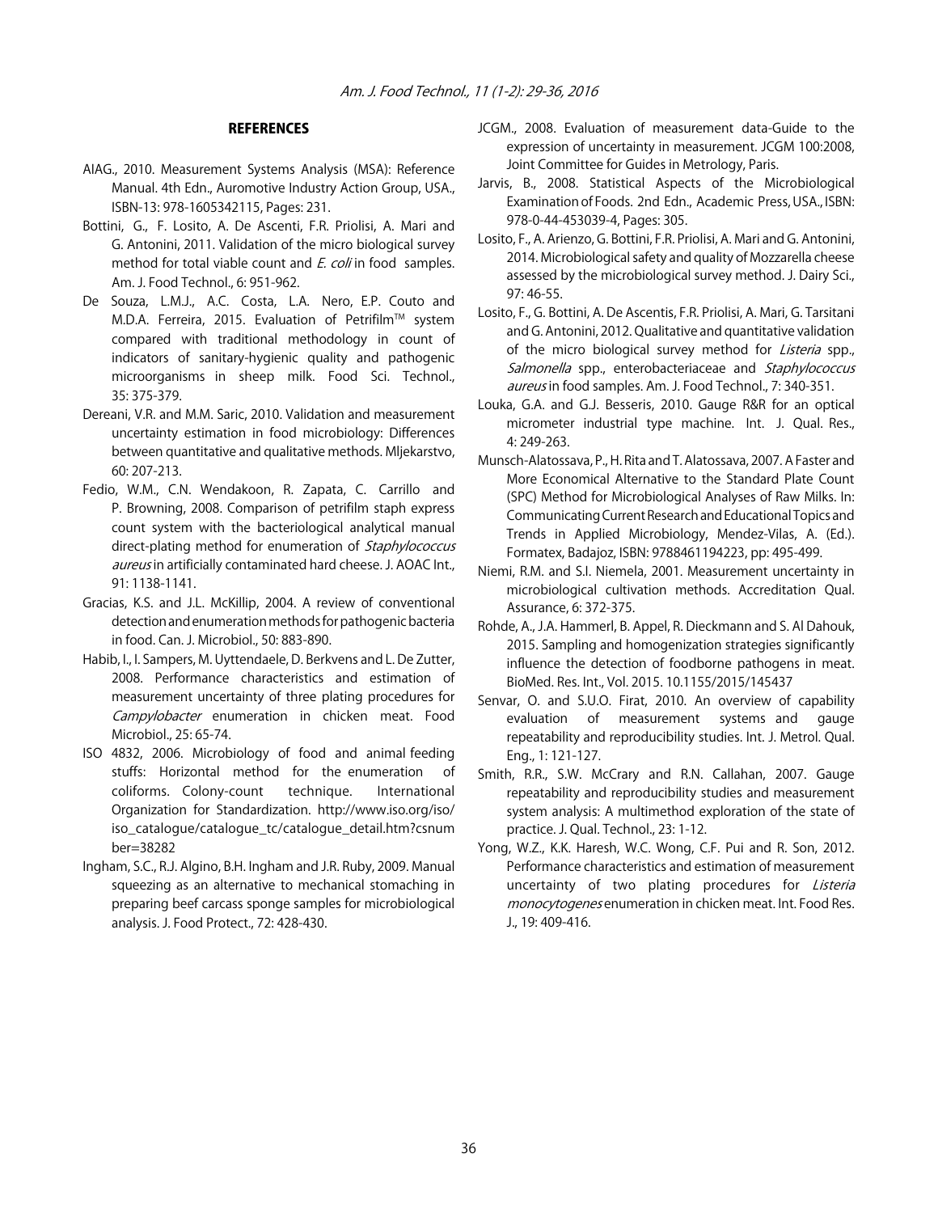## REFERENCES

AIAG., 2010. Measurement Systems Analysis (MSA): Reference Manual. 4th Edn., Auromotive Industry Action Group, USA., ISBN-13: 978-1605342115, Pages: 231.

Bottini, G., F. Losito, A. De Ascenti, F.R. Priolisi, A. Mari and G. Antonini, 2011. Validation of the micro biological survey method for total viable count and *E. coli* in food samples. Am. J. Food Technol., 6: 951-962.

De Souza, L.M.J., A.C. Costa, L.A. Nero, E.P. Couto and M.D.A. Ferreira, 2015. Evaluation of Petrifilm™ system compared with traditional methodology in count of indicators of sanitary-hygienic quality and pathogenic microorganisms in sheep milk. Food Sci. Technol., 35: 375-379.

Dereani, V.R. and M.M. Saric, 2010. Validation and measurement uncertainty estimation in food microbiology: Differences between quantitative and qualitative methods. Mljekarstvo, 60: 207-213.

Fedio, W.M., C.N. Wendakoon, R. Zapata, C. Carrillo and P. Browning, 2008. Comparison of petrifilm staph express count system with the bacteriological analytical manual direct-plating method for enumeration of *Staphylococcus aureus* in artificially contaminated hard cheese. J. AOAC Int., 91: 1138-1141.

Gracias, K.S. and J.L. McKillip, 2004. A review of conventional detection and enumeration methods for pathogenic bacteria in food. Can. J. Microbiol., 50: 883-890.

Habib, I., I. Sampers, M. Uyttendaele, D. Berkvens and L. De Zutter, 2008. Performance characteristics and estimation of measurement uncertainty of three plating procedures for *Campylobacter* enumeration in chicken meat. Food Microbiol., 25: 65-74.

ISO 4832, 2006. Microbiology of food and animal feeding stuffs: Horizontal method for the enumeration of coliforms. Colony-count technique. International Organization for Standardization. http://www.iso.org/iso/iso_catalogue/catalogue_tc/catalogue_detail.htm?csnumber=38282

Ingham, S.C., R.J. Algino, B.H. Ingham and J.R. Ruby, 2009. Manual squeezing as an alternative to mechanical stomaching in preparing beef carcass sponge samples for microbiological analysis. J. Food Protect., 72: 428-430.

JCGM., 2008. Evaluation of measurement data-Guide to the expression of uncertainty in measurement. JCGM 100:2008, Joint Committee for Guides in Metrology, Paris.

Jarvis, B., 2008. Statistical Aspects of the Microbiological Examination of Foods. 2nd Edn., Academic Press, USA., ISBN: 978-0-44-453039-4, Pages: 305.

Losito, F., A. Arienzo, G. Bottini, F.R. Priolisi, A. Mari and G. Antonini, 2014. Microbiological safety and quality of Mozzarella cheese assessed by the microbiological survey method. J. Dairy Sci., 97: 46-55.

Losito, F., G. Bottini, A. De Ascentis, F.R. Priolisi, A. Mari, G. Tarsitani and G. Antonini, 2012. Qualitative and quantitative validation of the micro biological survey method for *Listeria* spp., *Salmonella* spp., enterobacteriaceae and *Staphylococcus aureus* in food samples. Am. J. Food Technol., 7: 340-351.

Louka, G.A. and G.J. Besseris, 2010. Gauge R&R for an optical micrometer industrial type machine. Int. J. Qual. Res., 4: 249-263.

Munsch-Alatossava, P., H. Rita and T. Alatossava, 2007. A Faster and More Economical Alternative to the Standard Plate Count (SPC) Method for Microbiological Analyses of Raw Milks. In: Communicating Current Research and Educational Topics and Trends in Applied Microbiology, Mendez-Vilas, A. (Ed.). Formatex, Badajoz, ISBN: 9788461194223, pp: 495-499.

Niemi, R.M. and S.I. Niemela, 2001. Measurement uncertainty in microbiological cultivation methods. Accreditation Qual. Assurance, 6: 372-375.

Rohde, A., J.A. Hammerl, B. Appel, R. Dieckmann and S. Al Dahouk, 2015. Sampling and homogenization strategies significantly influence the detection of foodborne pathogens in meat. BioMed. Res. Int., Vol. 2015. 10.1155/2015/145437

Senvar, O. and S.U.O. Firat, 2010. An overview of capability evaluation of measurement systems and gauge repeatability and reproducibility studies. Int. J. Metrol. Qual. Eng., 1: 121-127.

Smith, R.R., S.W. McCrary and R.N. Callahan, 2007. Gauge repeatability and reproducibility studies and measurement system analysis: A multimethod exploration of the state of practice. J. Qual. Technol., 23: 1-12.

Yong, W.Z., K.K. Haresh, W.C. Wong, C.F. Pui and R. Son, 2012. Performance characteristics and estimation of measurement uncertainty of two plating procedures for *Listeria monocytogenes* enumeration in chicken meat. Int. Food Res. J., 19: 409-416.